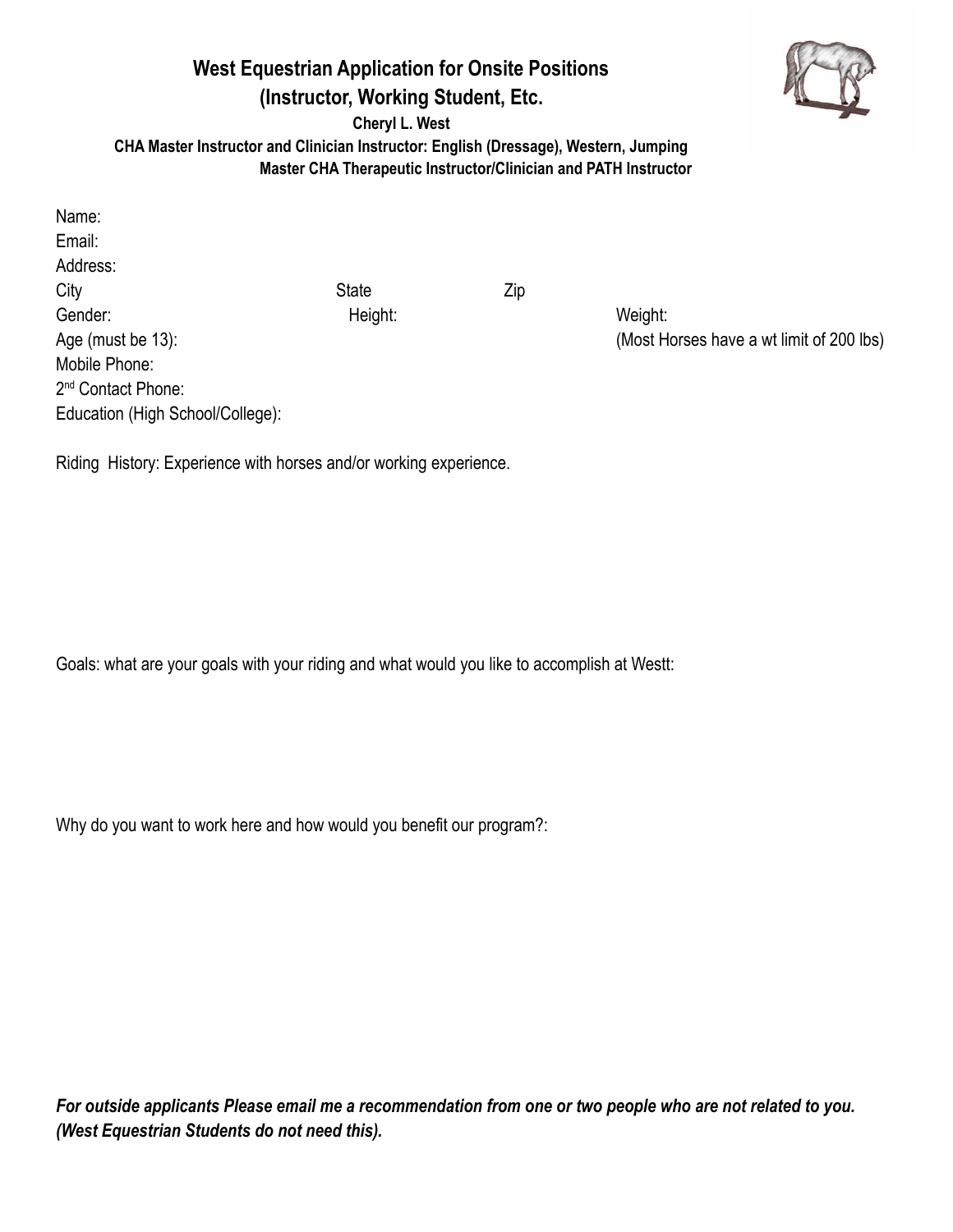# West Equestrian Application for Onsite Positions
## (Instructor, Working Student, Etc.

**Cheryl L. West**

**CHA Master Instructor and Clinician Instructor: English (Dressage), Western, Jumping**

**Master CHA Therapeutic Instructor/Clinician and PATH Instructor**

Name:

Email:

Address:

City State Zip

Gender: Height: Weight:

Age (must be 13): (Most Horses have a wt limit of 200 lbs)

Mobile Phone:

2nd Contact Phone:

Education (High School/College):

Riding History: Experience with horses and/or working experience.

Goals: what are your goals with your riding and what would you like to accomplish at Westt:

Why do you want to work here and how would you benefit our program?:

***For outside applicants Please email me a recommendation from one or two people who are not related to you. (West Equestrian Students do not need this).***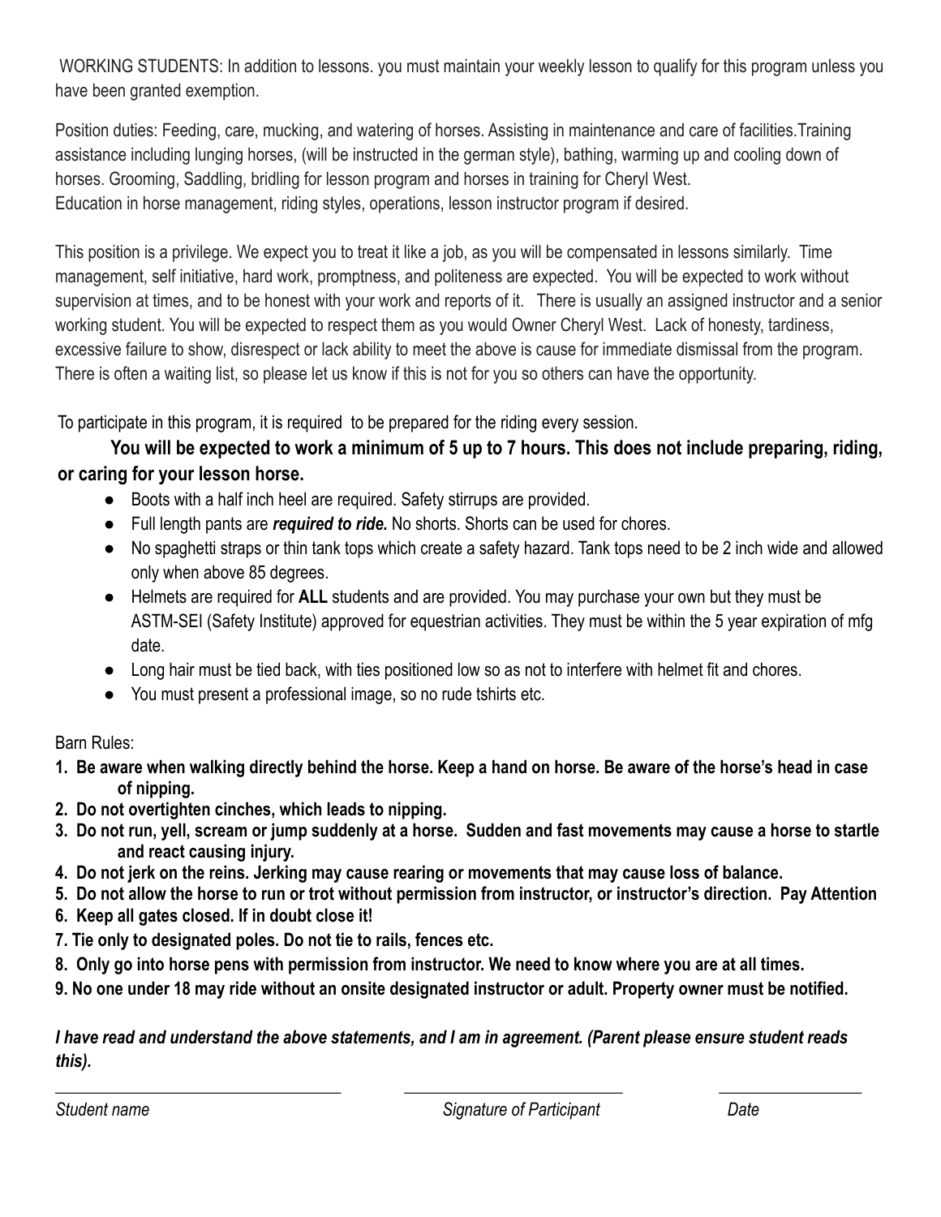WORKING STUDENTS: In addition to lessons. you must maintain your weekly lesson to qualify for this program unless you have been granted exemption.

Position duties: Feeding, care, mucking, and watering of horses. Assisting in maintenance and care of facilities.Training assistance including lunging horses, (will be instructed in the german style), bathing, warming up and cooling down of horses. Grooming, Saddling, bridling for lesson program and horses in training for Cheryl West.
Education in horse management, riding styles, operations, lesson instructor program if desired.

This position is a privilege. We expect you to treat it like a job, as you will be compensated in lessons similarly. Time management, self initiative, hard work, promptness, and politeness are expected. You will be expected to work without supervision at times, and to be honest with your work and reports of it. There is usually an assigned instructor and a senior working student. You will be expected to respect them as you would Owner Cheryl West. Lack of honesty, tardiness, excessive failure to show, disrespect or lack ability to meet the above is cause for immediate dismissal from the program. There is often a waiting list, so please let us know if this is not for you so others can have the opportunity.

To participate in this program, it is required to be prepared for the riding every session.

**You will be expected to work a minimum of 5 up to 7 hours. This does not include preparing, riding, or caring for your lesson horse.**

- Boots with a half inch heel are required. Safety stirrups are provided.
- Full length pants are ***required to ride.*** No shorts. Shorts can be used for chores.
- No spaghetti straps or thin tank tops which create a safety hazard. Tank tops need to be 2 inch wide and allowed only when above 85 degrees.
- Helmets are required for **ALL** students and are provided. You may purchase your own but they must be ASTM-SEI (Safety Institute) approved for equestrian activities. They must be within the 5 year expiration of mfg date.
- Long hair must be tied back, with ties positioned low so as not to interfere with helmet fit and chores.
- You must present a professional image, so no rude tshirts etc.

Barn Rules:

1. **Be aware when walking directly behind the horse. Keep a hand on horse. Be aware of the horse's head in case of nipping.**
2. **Do not overtighten cinches, which leads to nipping.**
3. **Do not run, yell, scream or jump suddenly at a horse. Sudden and fast movements may cause a horse to startle and react causing injury.**
4. **Do not jerk on the reins. Jerking may cause rearing or movements that may cause loss of balance.**
5. **Do not allow the horse to run or trot without permission from instructor, or instructor's direction. Pay Attention**
6. **Keep all gates closed. If in doubt close it!**
7. **Tie only to designated poles. Do not tie to rails, fences etc.**
8. **Only go into horse pens with permission from instructor. We need to know where you are at all times.**
9. **No one under 18 may ride without an onsite designated instructor or adult. Property owner must be notified.**

***I have read and understand the above statements, and I am in agreement. (Parent please ensure student reads this).***

___________________________________ ___________________________ _________________

*Student name* *Signature of Participant* *Date*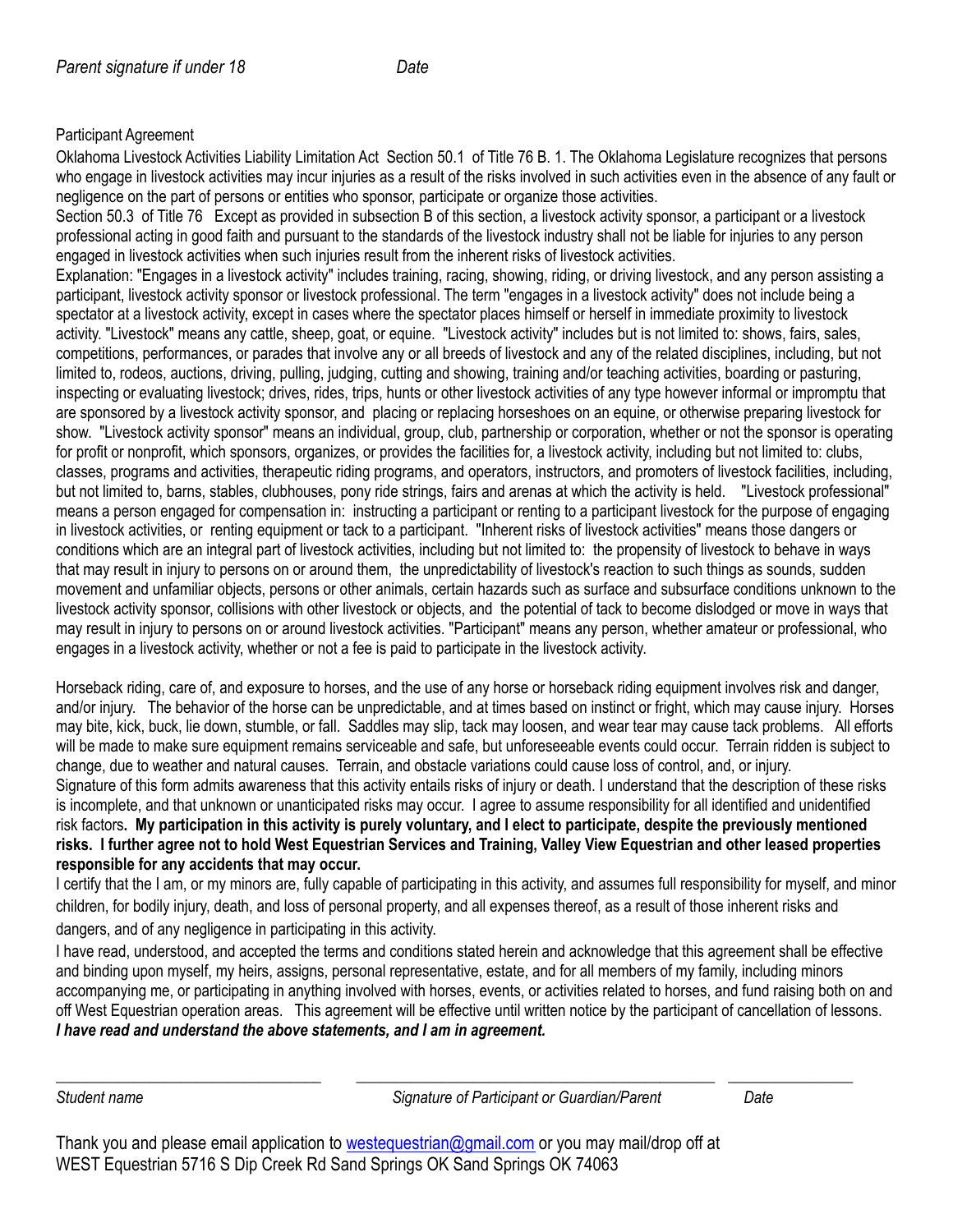*Parent signature if under 18* *Date*

Participant Agreement

Oklahoma Livestock Activities Liability Limitation Act Section 50.1 of Title 76 B. 1. The Oklahoma Legislature recognizes that persons who engage in livestock activities may incur injuries as a result of the risks involved in such activities even in the absence of any fault or negligence on the part of persons or entities who sponsor, participate or organize those activities.

Section 50.3 of Title 76 Except as provided in subsection B of this section, a livestock activity sponsor, a participant or a livestock professional acting in good faith and pursuant to the standards of the livestock industry shall not be liable for injuries to any person engaged in livestock activities when such injuries result from the inherent risks of livestock activities.

Explanation: "Engages in a livestock activity" includes training, racing, showing, riding, or driving livestock, and any person assisting a participant, livestock activity sponsor or livestock professional. The term "engages in a livestock activity" does not include being a spectator at a livestock activity, except in cases where the spectator places himself or herself in immediate proximity to livestock activity. "Livestock" means any cattle, sheep, goat, or equine. "Livestock activity" includes but is not limited to: shows, fairs, sales, competitions, performances, or parades that involve any or all breeds of livestock and any of the related disciplines, including, but not limited to, rodeos, auctions, driving, pulling, judging, cutting and showing, training and/or teaching activities, boarding or pasturing, inspecting or evaluating livestock; drives, rides, trips, hunts or other livestock activities of any type however informal or impromptu that are sponsored by a livestock activity sponsor, and placing or replacing horseshoes on an equine, or otherwise preparing livestock for show. "Livestock activity sponsor" means an individual, group, club, partnership or corporation, whether or not the sponsor is operating for profit or nonprofit, which sponsors, organizes, or provides the facilities for, a livestock activity, including but not limited to: clubs, classes, programs and activities, therapeutic riding programs, and operators, instructors, and promoters of livestock facilities, including, but not limited to, barns, stables, clubhouses, pony ride strings, fairs and arenas at which the activity is held. "Livestock professional" means a person engaged for compensation in: instructing a participant or renting to a participant livestock for the purpose of engaging in livestock activities, or renting equipment or tack to a participant. "Inherent risks of livestock activities" means those dangers or conditions which are an integral part of livestock activities, including but not limited to: the propensity of livestock to behave in ways that may result in injury to persons on or around them, the unpredictability of livestock's reaction to such things as sounds, sudden movement and unfamiliar objects, persons or other animals, certain hazards such as surface and subsurface conditions unknown to the livestock activity sponsor, collisions with other livestock or objects, and the potential of tack to become dislodged or move in ways that may result in injury to persons on or around livestock activities. "Participant" means any person, whether amateur or professional, who engages in a livestock activity, whether or not a fee is paid to participate in the livestock activity.

Horseback riding, care of, and exposure to horses, and the use of any horse or horseback riding equipment involves risk and danger, and/or injury. The behavior of the horse can be unpredictable, and at times based on instinct or fright, which may cause injury. Horses may bite, kick, buck, lie down, stumble, or fall. Saddles may slip, tack may loosen, and wear tear may cause tack problems. All efforts will be made to make sure equipment remains serviceable and safe, but unforeseeable events could occur. Terrain ridden is subject to change, due to weather and natural causes. Terrain, and obstacle variations could cause loss of control, and, or injury.

Signature of this form admits awareness that this activity entails risks of injury or death. I understand that the description of these risks is incomplete, and that unknown or unanticipated risks may occur. I agree to assume responsibility for all identified and unidentified risk factors**. My participation in this activity is purely voluntary, and I elect to participate, despite the previously mentioned risks. I further agree not to hold West Equestrian Services and Training, Valley View Equestrian and other leased properties responsible for any accidents that may occur.**

I certify that the I am, or my minors are, fully capable of participating in this activity, and assumes full responsibility for myself, and minor children, for bodily injury, death, and loss of personal property, and all expenses thereof, as a result of those inherent risks and dangers, and of any negligence in participating in this activity.

I have read, understood, and accepted the terms and conditions stated herein and acknowledge that this agreement shall be effective and binding upon myself, my heirs, assigns, personal representative, estate, and for all members of my family, including minors accompanying me, or participating in anything involved with horses, events, or activities related to horses, and fund raising both on and off West Equestrian operation areas. This agreement will be effective until written notice by the participant of cancellation of lessons.

***I have read and understand the above statements, and I am in agreement.***

*Student name* *Signature of Participant or Guardian/Parent* *Date*

Thank you and please email application to westequestrian@gmail.com or you may mail/drop off at WEST Equestrian 5716 S Dip Creek Rd Sand Springs OK Sand Springs OK 74063